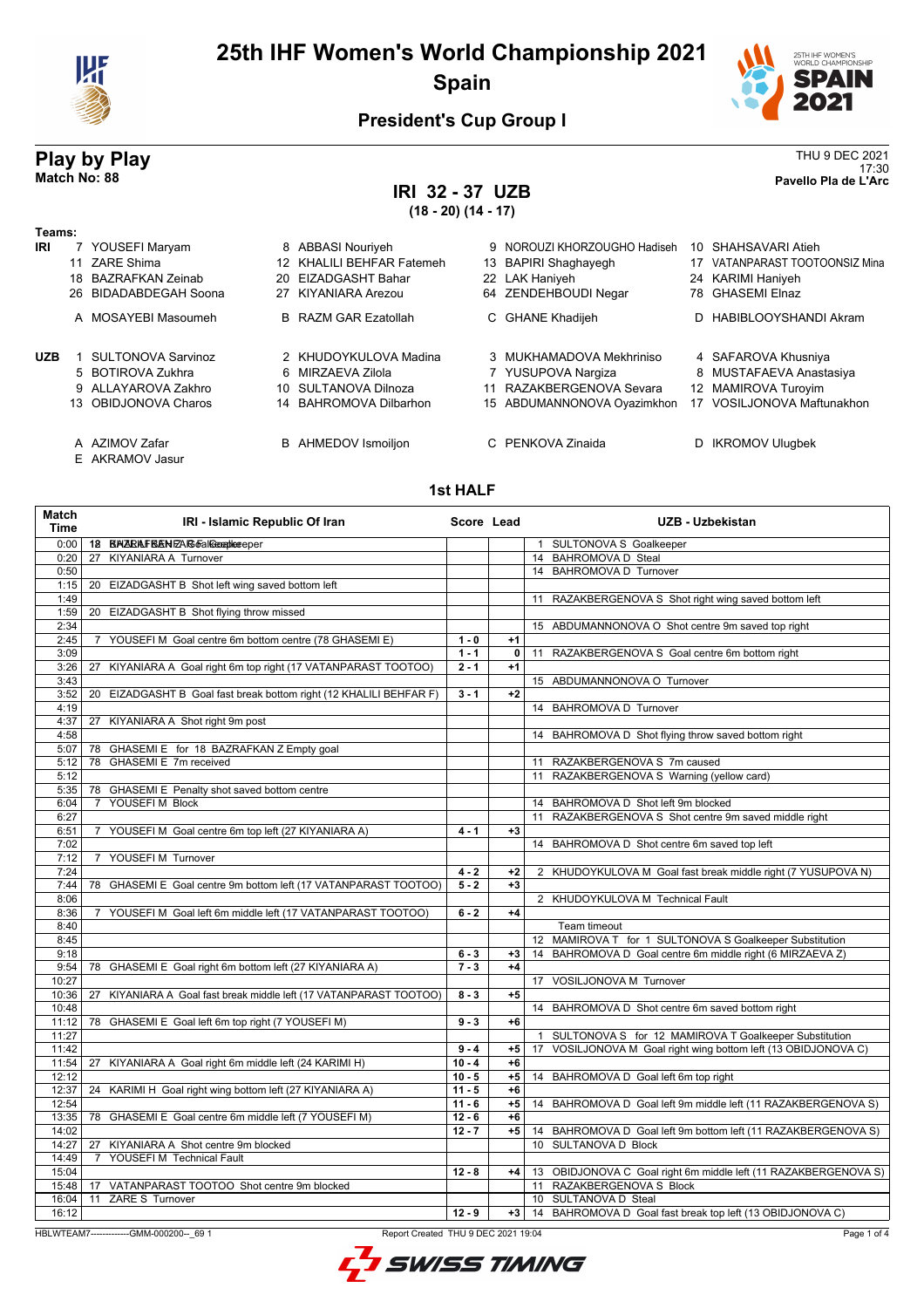# 25th IHF Women's World Championship 2021

## Spain

### President's Cup Group I

## Play by Play

**Match No: 88**

THU 9 DEC 2021
17:30
**Pavello Pla de L'Arc**

## IRI 32 - 37 UZB

**(18 - 20) (14 - 17)**

**Teams:**

**IRI**

| | | | |
|---|---|---|---|
| 7 YOUSEFI Maryam | 8 ABBASI Nouriyeh | 9 NOROUZI KHORZOUGHO Hadiseh | 10 SHAHSAVARI Atieh |
| 11 ZARE Shima | 12 KHALILI BEHFAR Fatemeh | 13 BAPIRI Shaghayegh | 17 VATANPARAST TOOTOONSIZ Mina |
| 18 BAZRAFKAN Zeinab | 20 EIZADGASHT Bahar | 22 LAK Haniyeh | 24 KARIMI Haniyeh |
| 26 BIDADABDEGAH Soona | 27 KIYANIARA Arezou | 64 ZENDEHBOUDI Negar | 78 GHASEMI Elnaz |
| A MOSAYEBI Masoumeh | B RAZM GAR Ezatollah | C GHANE Khadijeh | D HABIBLOOYSHANDI Akram |

**UZB**

| | | | |
|---|---|---|---|
| 1 SULTONOVA Sarvinoz | 2 KHUDOYKULOVA Madina | 3 MUKHAMADOVA Mekhriniso | 4 SAFAROVA Khusniya |
| 5 BOTIROVA Zukhra | 6 MIRZAEVA Zilola | 7 YUSUPOVA Nargiza | 8 MUSTAFAEVA Anastasiya |
| 9 ALLAYAROVA Zakhro | 10 SULTANOVA Dilnoza | 11 RAZAKBERGENOVA Sevara | 12 MAMIROVA Turoyim |
| 13 OBIDJONOVA Charos | 14 BAHROMOVA Dilbarhon | 15 ABDUMANNONOVA Oyazimkhon | 17 VOSILJONOVA Maftunakhon |
| A AZIMOV Zafar | B AHMEDOV Ismoiljon | C PENKOVA Zinaida | D IKROMOV Ulugbek |
| E AKRAMOV Jasur | | | |

### 1st HALF

| Match Time | IRI - Islamic Republic Of Iran | Score | Lead | UZB - Uzbekistan |
|---|---|---|---|---|
| 0:00 | 18 BAZRAFKAN Z Goalkeeper | | | 1 SULTONOVA S Goalkeeper |
| 0:20 | 27 KIYANIARA A Turnover | | | 14 BAHROMOVA D Steal |
| 0:50 | | | | 14 BAHROMOVA D Turnover |
| 1:15 | 20 EIZADGASHT B Shot left wing saved bottom left | | | |
| 1:49 | | | | 11 RAZAKBERGENOVA S Shot right wing saved bottom left |
| 1:59 | 20 EIZADGASHT B Shot flying throw missed | | | |
| 2:34 | | | | 15 ABDUMANNONOVA O Shot centre 9m saved top right |
| 2:45 | 7 YOUSEFI M Goal centre 6m bottom centre (78 GHASEMI E) | 1 - 0 | +1 | |
| 3:09 | | 1 - 1 | 0 | 11 RAZAKBERGENOVA S Goal centre 6m bottom right |
| 3:26 | 27 KIYANIARA A Goal right 6m top right (17 VATANPARAST TOOTOO) | 2 - 1 | +1 | |
| 3:43 | | | | 15 ABDUMANNONOVA O Turnover |
| 3:52 | 20 EIZADGASHT B Goal fast break bottom right (12 KHALILI BEHFAR F) | 3 - 1 | +2 | |
| 4:19 | | | | 14 BAHROMOVA D Turnover |
| 4:37 | 27 KIYANIARA A Shot right 9m post | | | |
| 4:58 | | | | 14 BAHROMOVA D Shot flying throw saved bottom right |
| 5:07 | 78 GHASEMI E for 18 BAZRAFKAN Z Empty goal | | | |
| 5:12 | 78 GHASEMI E 7m received | | | 11 RAZAKBERGENOVA S 7m caused |
| 5:12 | | | | 11 RAZAKBERGENOVA S Warning (yellow card) |
| 5:35 | 78 GHASEMI E Penalty shot saved bottom centre | | | |
| 6:04 | 7 YOUSEFI M Block | | | 14 BAHROMOVA D Shot left 9m blocked |
| 6:27 | | | | 11 RAZAKBERGENOVA S Shot centre 9m saved middle right |
| 6:51 | 7 YOUSEFI M Goal centre 6m top left (27 KIYANIARA A) | 4 - 1 | +3 | |
| 7:02 | | | | 14 BAHROMOVA D Shot centre 6m saved top left |
| 7:12 | 7 YOUSEFI M Turnover | | | |
| 7:24 | | 4 - 2 | +2 | 2 KHUDOYKULOVA M Goal fast break middle right (7 YUSUPOVA N) |
| 7:44 | 78 GHASEMI E Goal centre 9m bottom left (17 VATANPARAST TOOTOO) | 5 - 2 | +3 | |
| 8:06 | | | | 2 KHUDOYKULOVA M Technical Fault |
| 8:36 | 7 YOUSEFI M Goal left 6m middle left (17 VATANPARAST TOOTOO) | 6 - 2 | +4 | |
| 8:40 | | | | Team timeout |
| 8:45 | | | | 12 MAMIROVA T for 1 SULTONOVA S Goalkeeper Substitution |
| 9:18 | | 6 - 3 | +3 | 14 BAHROMOVA D Goal centre 6m middle right (6 MIRZAEVA Z) |
| 9:54 | 78 GHASEMI E Goal right 6m bottom left (27 KIYANIARA A) | 7 - 3 | +4 | |
| 10:27 | | | | 17 VOSILJONOVA M Turnover |
| 10:36 | 27 KIYANIARA A Goal fast break middle left (17 VATANPARAST TOOTOO) | 8 - 3 | +5 | |
| 10:48 | | | | 14 BAHROMOVA D Shot centre 6m saved bottom right |
| 11:12 | 78 GHASEMI E Goal left 6m top right (7 YOUSEFI M) | 9 - 3 | +6 | |
| 11:27 | | | | 1 SULTONOVA S for 12 MAMIROVA T Goalkeeper Substitution |
| 11:42 | | 9 - 4 | +5 | 17 VOSILJONOVA M Goal right wing bottom left (13 OBIDJONOVA C) |
| 11:54 | 27 KIYANIARA A Goal right 6m middle left (24 KARIMI H) | 10 - 4 | +6 | |
| 12:12 | | 10 - 5 | +5 | 14 BAHROMOVA D Goal left 6m top right |
| 12:37 | 24 KARIMI H Goal right wing bottom left (27 KIYANIARA A) | 11 - 5 | +6 | |
| 12:54 | | 11 - 6 | +5 | 14 BAHROMOVA D Goal left 9m middle left (11 RAZAKBERGENOVA S) |
| 13:35 | 78 GHASEMI E Goal centre 6m middle left (7 YOUSEFI M) | 12 - 6 | +6 | |
| 14:02 | | 12 - 7 | +5 | 14 BAHROMOVA D Goal left 9m bottom left (11 RAZAKBERGENOVA S) |
| 14:27 | 27 KIYANIARA A Shot centre 9m blocked | | | 10 SULTANOVA D Block |
| 14:49 | 7 YOUSEFI M Technical Fault | | | |
| 15:04 | | 12 - 8 | +4 | 13 OBIDJONOVA C Goal right 6m middle left (11 RAZAKBERGENOVA S) |
| 15:48 | 17 VATANPARAST TOOTOO Shot centre 9m blocked | | | 11 RAZAKBERGENOVA S Block |
| 16:04 | 11 ZARE S Turnover | | | 10 SULTANOVA D Steal |
| 16:12 | | 12 - 9 | +3 | 14 BAHROMOVA D Goal fast break top left (13 OBIDJONOVA C) |

HBLWTEAM7-------------GMM-000200--_69 1 Report Created THU 9 DEC 2021 19:04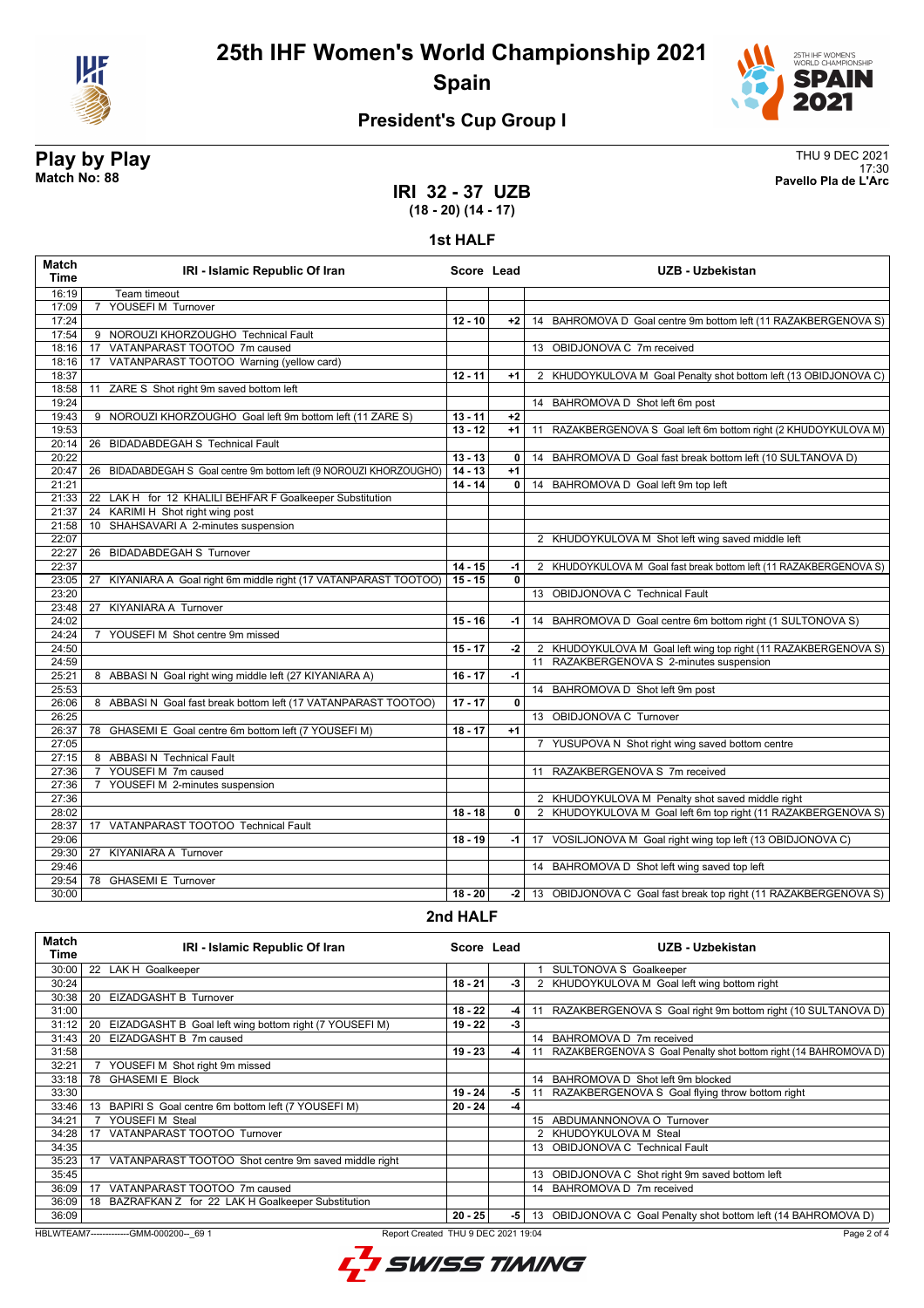# 25th IHF Women's World Championship 2021

## Spain

### President's Cup Group I

**Play by Play**
**Match No: 88**

THU 9 DEC 2021
17:30
**Pavello Pla de L'Arc**

## IRI 32 - 37 UZB
**(18 - 20) (14 - 17)**

### 1st HALF

| Match Time | IRI - Islamic Republic Of Iran | Score | Lead | UZB - Uzbekistan |
|---|---|---|---|---|
| 16:19 | Team timeout | | | |
| 17:09 | 7 YOUSEFI M Turnover | | | |
| 17:24 | | 12 - 10 | +2 | 14 BAHROMOVA D Goal centre 9m bottom left (11 RAZAKBERGENOVA S) |
| 17:54 | 9 NOROUZI KHORZOUGHO Technical Fault | | | |
| 18:16 | 17 VATANPARAST TOOTOO 7m caused | | | 13 OBIDJONOVA C 7m received |
| 18:16 | 17 VATANPARAST TOOTOO Warning (yellow card) | | | |
| 18:37 | | 12 - 11 | +1 | 2 KHUDOYKULOVA M Goal Penalty shot bottom left (13 OBIDJONOVA C) |
| 18:58 | 11 ZARE S Shot right 9m saved bottom left | | | |
| 19:24 | | | | 14 BAHROMOVA D Shot left 6m post |
| 19:43 | 9 NOROUZI KHORZOUGHO Goal left 9m bottom left (11 ZARE S) | 13 - 11 | +2 | |
| 19:53 | | 13 - 12 | +1 | 11 RAZAKBERGENOVA S Goal left 6m bottom right (2 KHUDOYKULOVA M) |
| 20:14 | 26 BIDADABDEGAH S Technical Fault | | | |
| 20:22 | | 13 - 13 | 0 | 14 BAHROMOVA D Goal fast break bottom left (10 SULTANOVA D) |
| 20:47 | 26 BIDADABDEGAH S Goal centre 9m bottom left (9 NOROUZI KHORZOUGHO) | 14 - 13 | +1 | |
| 21:21 | | 14 - 14 | 0 | 14 BAHROMOVA D Goal left 9m top left |
| 21:33 | 22 LAK H for 12 KHALILI BEHFAR F Goalkeeper Substitution | | | |
| 21:37 | 24 KARIMI H Shot right wing post | | | |
| 21:58 | 10 SHAHSAVARI A 2-minutes suspension | | | |
| 22:07 | | | | 2 KHUDOYKULOVA M Shot left wing saved middle left |
| 22:27 | 26 BIDADABDEGAH S Turnover | | | |
| 22:37 | | 14 - 15 | -1 | 2 KHUDOYKULOVA M Goal fast break bottom left (11 RAZAKBERGENOVA S) |
| 23:05 | 27 KIYANIARA A Goal right 6m middle right (17 VATANPARAST TOOTOO) | 15 - 15 | 0 | |
| 23:20 | | | | 13 OBIDJONOVA C Technical Fault |
| 23:48 | 27 KIYANIARA A Turnover | | | |
| 24:02 | | 15 - 16 | -1 | 14 BAHROMOVA D Goal centre 6m bottom right (1 SULTONOVA S) |
| 24:24 | 7 YOUSEFI M Shot centre 9m missed | | | |
| 24:50 | | 15 - 17 | -2 | 2 KHUDOYKULOVA M Goal left wing top right (11 RAZAKBERGENOVA S) |
| 24:59 | | | | 11 RAZAKBERGENOVA S 2-minutes suspension |
| 25:21 | 8 ABBASI N Goal right wing middle left (27 KIYANIARA A) | 16 - 17 | -1 | |
| 25:53 | | | | 14 BAHROMOVA D Shot left 9m post |
| 26:06 | 8 ABBASI N Goal fast break bottom left (17 VATANPARAST TOOTOO) | 17 - 17 | 0 | |
| 26:25 | | | | 13 OBIDJONOVA C Turnover |
| 26:37 | 78 GHASEMI E Goal centre 6m bottom left (7 YOUSEFI M) | 18 - 17 | +1 | |
| 27:05 | | | | 7 YUSUPOVA N Shot right wing saved bottom centre |
| 27:15 | 8 ABBASI N Technical Fault | | | |
| 27:36 | 7 YOUSEFI M 7m caused | | | 11 RAZAKBERGENOVA S 7m received |
| 27:36 | 7 YOUSEFI M 2-minutes suspension | | | |
| 27:36 | | | | 2 KHUDOYKULOVA M Penalty shot saved middle right |
| 28:02 | | 18 - 18 | 0 | 2 KHUDOYKULOVA M Goal left 6m top right (11 RAZAKBERGENOVA S) |
| 28:37 | 17 VATANPARAST TOOTOO Technical Fault | | | |
| 29:06 | | 18 - 19 | -1 | 17 VOSILJONOVA M Goal right wing top left (13 OBIDJONOVA C) |
| 29:30 | 27 KIYANIARA A Turnover | | | |
| 29:46 | | | | 14 BAHROMOVA D Shot left wing saved top left |
| 29:54 | 78 GHASEMI E Turnover | | | |
| 30:00 | | 18 - 20 | -2 | 13 OBIDJONOVA C Goal fast break top right (11 RAZAKBERGENOVA S) |

### 2nd HALF

| Match Time | IRI - Islamic Republic Of Iran | Score | Lead | UZB - Uzbekistan |
|---|---|---|---|---|
| 30:00 | 22 LAK H Goalkeeper | | | 1 SULTONOVA S Goalkeeper |
| 30:24 | | 18 - 21 | -3 | 2 KHUDOYKULOVA M Goal left wing bottom right |
| 30:38 | 20 EIZADGASHT B Turnover | | | |
| 31:00 | | 18 - 22 | -4 | 11 RAZAKBERGENOVA S Goal right 9m bottom right (10 SULTANOVA D) |
| 31:12 | 20 EIZADGASHT B Goal left wing bottom right (7 YOUSEFI M) | 19 - 22 | -3 | |
| 31:43 | 20 EIZADGASHT B 7m caused | | | 14 BAHROMOVA D 7m received |
| 31:58 | | 19 - 23 | -4 | 11 RAZAKBERGENOVA S Goal Penalty shot bottom right (14 BAHROMOVA D) |
| 32:21 | 7 YOUSEFI M Shot right 9m missed | | | |
| 33:18 | 78 GHASEMI E Block | | | 14 BAHROMOVA D Shot left 9m blocked |
| 33:30 | | 19 - 24 | -5 | 11 RAZAKBERGENOVA S Goal flying throw bottom right |
| 33:46 | 13 BAPIRI S Goal centre 6m bottom left (7 YOUSEFI M) | 20 - 24 | -4 | |
| 34:21 | 7 YOUSEFI M Steal | | | 15 ABDUMANNONOVA O Turnover |
| 34:28 | 17 VATANPARAST TOOTOO Turnover | | | 2 KHUDOYKULOVA M Steal |
| 34:35 | | | | 13 OBIDJONOVA C Technical Fault |
| 35:23 | 17 VATANPARAST TOOTOO Shot centre 9m saved middle right | | | |
| 35:45 | | | | 13 OBIDJONOVA C Shot right 9m saved bottom left |
| 36:09 | 17 VATANPARAST TOOTOO 7m caused | | | 14 BAHROMOVA D 7m received |
| 36:09 | 18 BAZRAFKAN Z for 22 LAK H Goalkeeper Substitution | | | |
| 36:09 | | 20 - 25 | -5 | 13 OBIDJONOVA C Goal Penalty shot bottom left (14 BAHROMOVA D) |

HBLWTEAM7-------------GMM-000200--_69 1 Report Created THU 9 DEC 2021 19:04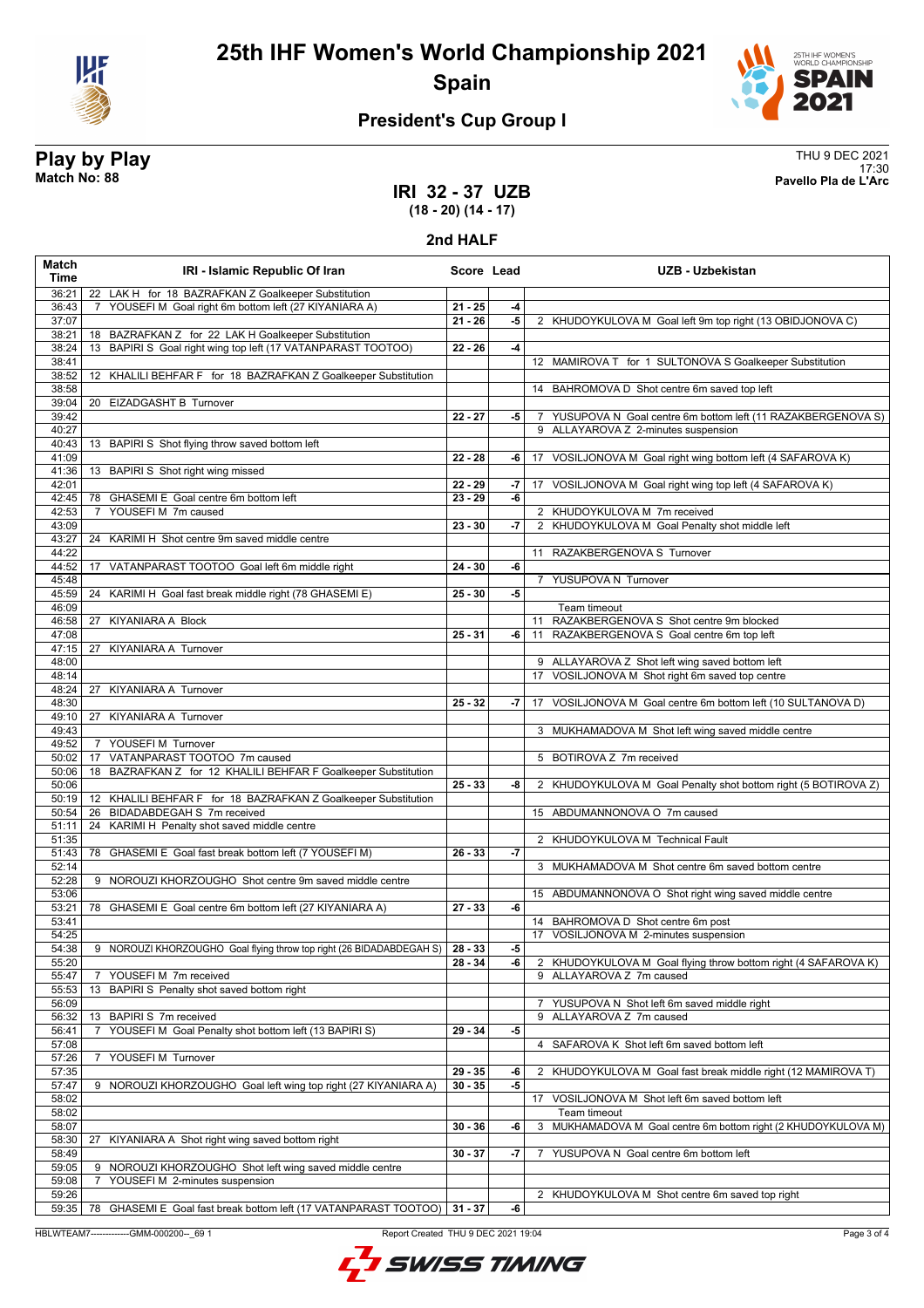# 25th IHF Women's World Championship 2021

## Spain

### President's Cup Group I

**Play by Play**
**Match No: 88**

THU 9 DEC 2021
17:30
**Pavello Pla de L'Arc**

## IRI 32 - 37 UZB
**(18 - 20) (14 - 17)**

### 2nd HALF

| Match Time | IRI - Islamic Republic Of Iran | Score | Lead | UZB - Uzbekistan |
|---|---|---|---|---|
| 36:21 | 22 LAK H for 18 BAZRAFKAN Z Goalkeeper Substitution | | | |
| 36:43 | 7 YOUSEFI M Goal right 6m bottom left (27 KIYANIARA A) | 21 - 25 | -4 | |
| 37:07 | | 21 - 26 | -5 | 2 KHUDOYKULOVA M Goal left 9m top right (13 OBIDJONOVA C) |
| 38:21 | 18 BAZRAFKAN Z for 22 LAK H Goalkeeper Substitution | | | |
| 38:24 | 13 BAPIRI S Goal right wing top left (17 VATANPARAST TOOTOO) | 22 - 26 | -4 | |
| 38:41 | | | | 12 MAMIROVA T for 1 SULTONOVA S Goalkeeper Substitution |
| 38:52 | 12 KHALILI BEHFAR F for 18 BAZRAFKAN Z Goalkeeper Substitution | | | |
| 38:58 | | | | 14 BAHROMOVA D Shot centre 6m saved top left |
| 39:04 | 20 EIZADGASHT B Turnover | | | |
| 39:42 | | 22 - 27 | -5 | 7 YUSUPOVA N Goal centre 6m bottom left (11 RAZAKBERGENOVA S) |
| 40:27 | | | | 9 ALLAYAROVA Z 2-minutes suspension |
| 40:43 | 13 BAPIRI S Shot flying throw saved bottom left | | | |
| 41:09 | | 22 - 28 | -6 | 17 VOSILJONOVA M Goal right wing bottom left (4 SAFAROVA K) |
| 41:36 | 13 BAPIRI S Shot right wing missed | | | |
| 42:01 | | 22 - 29 | -7 | 17 VOSILJONOVA M Goal right wing top left (4 SAFAROVA K) |
| 42:45 | 78 GHASEMI E Goal centre 6m bottom left | 23 - 29 | -6 | |
| 42:53 | 7 YOUSEFI M 7m caused | | | 2 KHUDOYKULOVA M 7m received |
| 43:09 | | 23 - 30 | -7 | 2 KHUDOYKULOVA M Goal Penalty shot middle left |
| 43:27 | 24 KARIMI H Shot centre 9m saved middle centre | | | |
| 44:22 | | | | 11 RAZAKBERGENOVA S Turnover |
| 44:52 | 17 VATANPARAST TOOTOO Goal left 6m middle right | 24 - 30 | -6 | |
| 45:48 | | | | 7 YUSUPOVA N Turnover |
| 45:59 | 24 KARIMI H Goal fast break middle right (78 GHASEMI E) | 25 - 30 | -5 | |
| 46:09 | | | | Team timeout |
| 46:58 | 27 KIYANIARA A Block | | | 11 RAZAKBERGENOVA S Shot centre 9m blocked |
| 47:08 | | 25 - 31 | -6 | 11 RAZAKBERGENOVA S Goal centre 6m top left |
| 47:15 | 27 KIYANIARA A Turnover | | | |
| 48:00 | | | | 9 ALLAYAROVA Z Shot left wing saved bottom left |
| 48:14 | | | | 17 VOSILJONOVA M Shot right 6m saved top centre |
| 48:24 | 27 KIYANIARA A Turnover | | | |
| 48:30 | | 25 - 32 | -7 | 17 VOSILJONOVA M Goal centre 6m bottom left (10 SULTANOVA D) |
| 49:10 | 27 KIYANIARA A Turnover | | | |
| 49:43 | | | | 3 MUKHAMADOVA M Shot left wing saved middle centre |
| 49:52 | 7 YOUSEFI M Turnover | | | |
| 50:02 | 17 VATANPARAST TOOTOO 7m caused | | | 5 BOTIROVA Z 7m received |
| 50:06 | 18 BAZRAFKAN Z for 12 KHALILI BEHFAR F Goalkeeper Substitution | | | |
| 50:06 | | 25 - 33 | -8 | 2 KHUDOYKULOVA M Goal Penalty shot bottom right (5 BOTIROVA Z) |
| 50:19 | 12 KHALILI BEHFAR F for 18 BAZRAFKAN Z Goalkeeper Substitution | | | |
| 50:54 | 26 BIDADABDEGAH S 7m received | | | 15 ABDUMANNONOVA O 7m caused |
| 51:11 | 24 KARIMI H Penalty shot saved middle centre | | | |
| 51:35 | | | | 2 KHUDOYKULOVA M Technical Fault |
| 51:43 | 78 GHASEMI E Goal fast break bottom left (7 YOUSEFI M) | 26 - 33 | -7 | |
| 52:14 | | | | 3 MUKHAMADOVA M Shot centre 6m saved bottom centre |
| 52:28 | 9 NOROUZI KHORZOUGHO Shot centre 9m saved middle centre | | | |
| 53:06 | | | | 15 ABDUMANNONOVA O Shot right wing saved middle centre |
| 53:21 | 78 GHASEMI E Goal centre 6m bottom left (27 KIYANIARA A) | 27 - 33 | -6 | |
| 53:41 | | | | 14 BAHROMOVA D Shot centre 6m post |
| 54:25 | | | | 17 VOSILJONOVA M 2-minutes suspension |
| 54:38 | 9 NOROUZI KHORZOUGHO Goal flying throw top right (26 BIDADABDEGAH S) | 28 - 33 | -5 | |
| 55:20 | | 28 - 34 | -6 | 2 KHUDOYKULOVA M Goal flying throw bottom right (4 SAFAROVA K) |
| 55:47 | 7 YOUSEFI M 7m received | | | 9 ALLAYAROVA Z 7m caused |
| 55:53 | 13 BAPIRI S Penalty shot saved bottom right | | | |
| 56:09 | | | | 7 YUSUPOVA N Shot left 6m saved middle right |
| 56:32 | 13 BAPIRI S 7m received | | | 9 ALLAYAROVA Z 7m caused |
| 56:41 | 7 YOUSEFI M Goal Penalty shot bottom left (13 BAPIRI S) | 29 - 34 | -5 | |
| 57:08 | | | | 4 SAFAROVA K Shot left 6m saved bottom left |
| 57:26 | 7 YOUSEFI M Turnover | | | |
| 57:35 | | 29 - 35 | -6 | 2 KHUDOYKULOVA M Goal fast break middle right (12 MAMIROVA T) |
| 57:47 | 9 NOROUZI KHORZOUGHO Goal left wing top right (27 KIYANIARA A) | 30 - 35 | -5 | |
| 58:02 | | | | 17 VOSILJONOVA M Shot left 6m saved bottom left |
| 58:02 | | | | Team timeout |
| 58:07 | | 30 - 36 | -6 | 3 MUKHAMADOVA M Goal centre 6m bottom right (2 KHUDOYKULOVA M) |
| 58:30 | 27 KIYANIARA A Shot right wing saved bottom right | | | |
| 58:49 | | 30 - 37 | -7 | 7 YUSUPOVA N Goal centre 6m bottom left |
| 59:05 | 9 NOROUZI KHORZOUGHO Shot left wing saved middle centre | | | |
| 59:08 | 7 YOUSEFI M 2-minutes suspension | | | |
| 59:26 | | | | 2 KHUDOYKULOVA M Shot centre 6m saved top right |
| 59:35 | 78 GHASEMI E Goal fast break bottom left (17 VATANPARAST TOOTOO) | 31 - 37 | -6 | |

HBLWTEAM7-------------GMM-000200--_69 1 Report Created THU 9 DEC 2021 19:04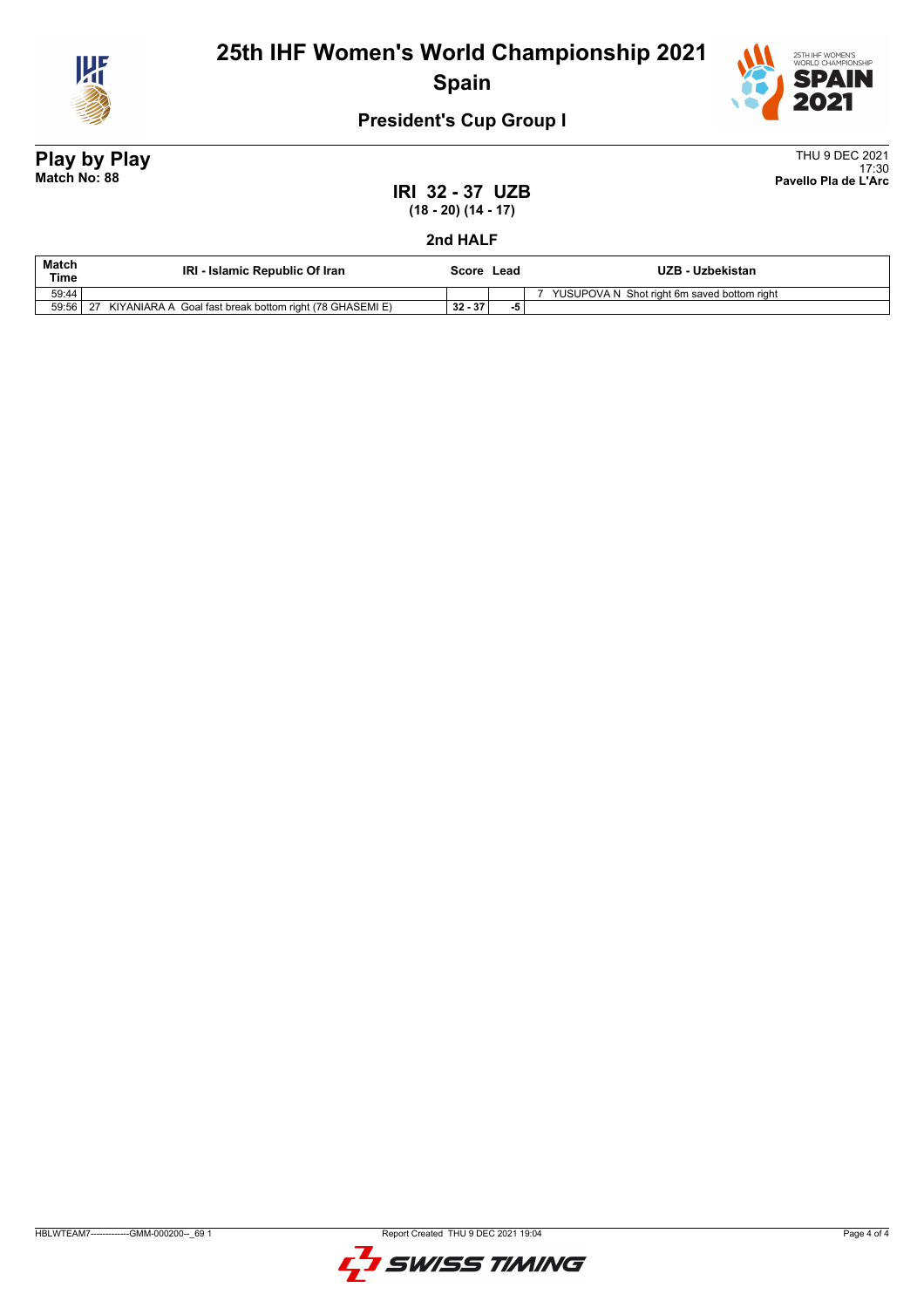# 25th IHF Women's World Championship 2021

**Spain**

## President's Cup Group I

**Play by Play**

**Match No: 88**

THU 9 DEC 2021

17:30

**Pavello Pla de L'Arc**

### IRI 32 - 37 UZB

**(18 - 20) (14 - 17)**

**2nd HALF**

| Match Time | IRI - Islamic Republic Of Iran | Score | Lead | UZB - Uzbekistan |
|---|---|---|---|---|
| 59:44 | | | | 7 YUSUPOVA N Shot right 6m saved bottom right |
| 59:56 | 27 KIYANIARA A Goal fast break bottom right (78 GHASEMI E) | 32 - 37 | -5 | |

HBLWTEAM7-------------GMM-000200--_69 1 Report Created THU 9 DEC 2021 19:04